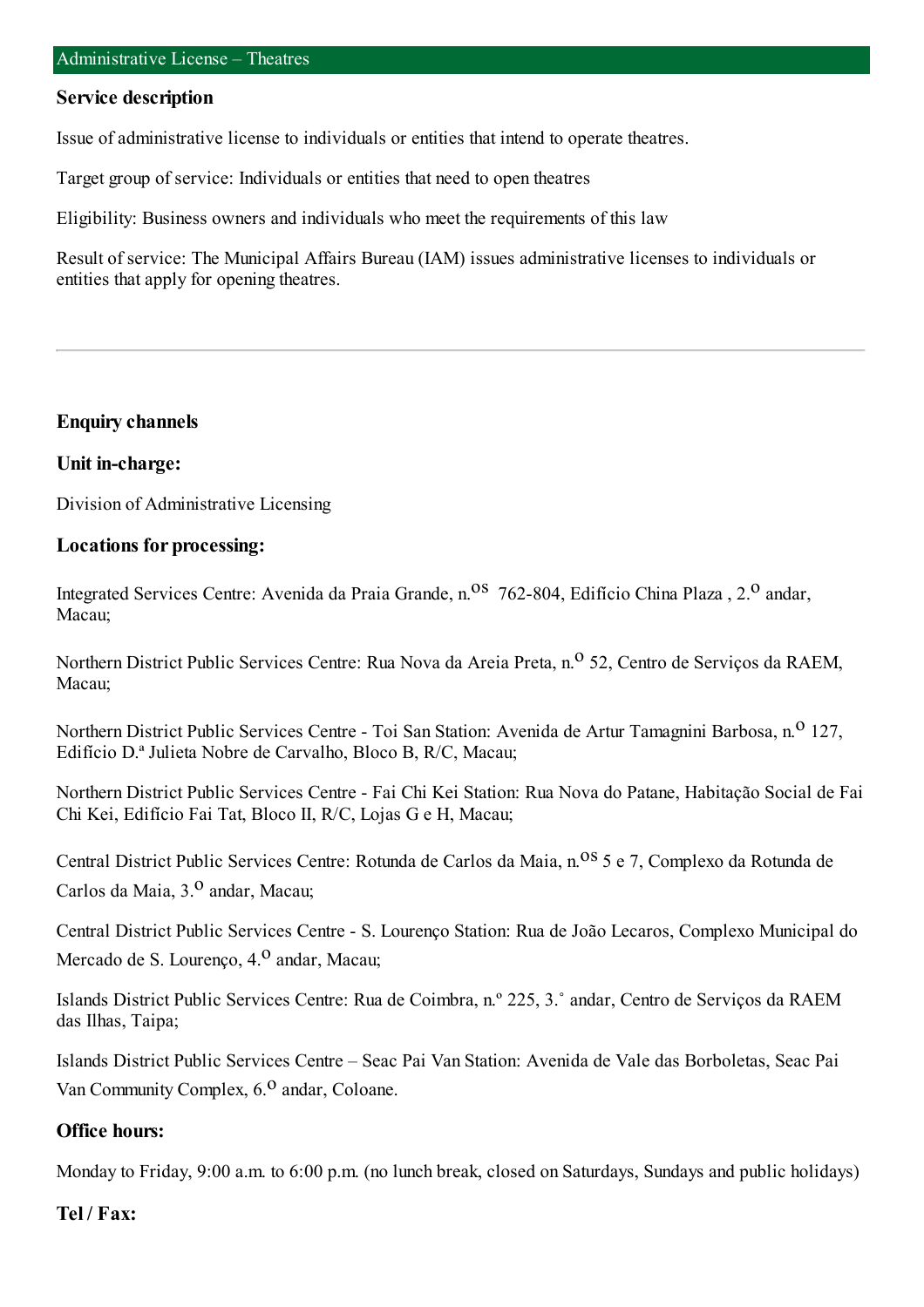## Administrative License – Theatres

### Service description

Issue of administrative license to individuals or entities that intend to operate theatres.

Target group of service: Individuals or entities that need to open theatres

Eligibility: Business owners and individuals who meet the requirements of this law

Result of service: The Municipal Affairs Bureau (IAM) issues administrative licenses to individuals or entities that apply for opening theatres.

---

### Enquiry channels

**Unit in-charge:**

Division of Administrative Licensing

**Locations for processing:**

Integrated Services Centre: Avenida da Praia Grande, n.os 762-804, Edifício China Plaza , 2.o andar, Macau;

Northern District Public Services Centre: Rua Nova da Areia Preta, n.o 52, Centro de Serviços da RAEM, Macau;

Northern District Public Services Centre - Toi San Station: Avenida de Artur Tamagnini Barbosa, n.o 127, Edifício D.ª Julieta Nobre de Carvalho, Bloco B, R/C, Macau;

Northern District Public Services Centre - Fai Chi Kei Station: Rua Nova do Patane, Habitação Social de Fai Chi Kei, Edifício Fai Tat, Bloco II, R/C, Lojas G e H, Macau;

Central District Public Services Centre: Rotunda de Carlos da Maia, n.os 5 e 7, Complexo da Rotunda de Carlos da Maia, 3.o andar, Macau;

Central District Public Services Centre - S. Lourenço Station: Rua de João Lecaros, Complexo Municipal do Mercado de S. Lourenço, 4.o andar, Macau;

Islands District Public Services Centre: Rua de Coimbra, n.º 225, 3.˚ andar, Centro de Serviços da RAEM das Ilhas, Taipa;

Islands District Public Services Centre – Seac Pai Van Station: Avenida de Vale das Borboletas, Seac Pai Van Community Complex, 6.o andar, Coloane.

**Office hours:**

Monday to Friday, 9:00 a.m. to 6:00 p.m. (no lunch break, closed on Saturdays, Sundays and public holidays)

**Tel / Fax:**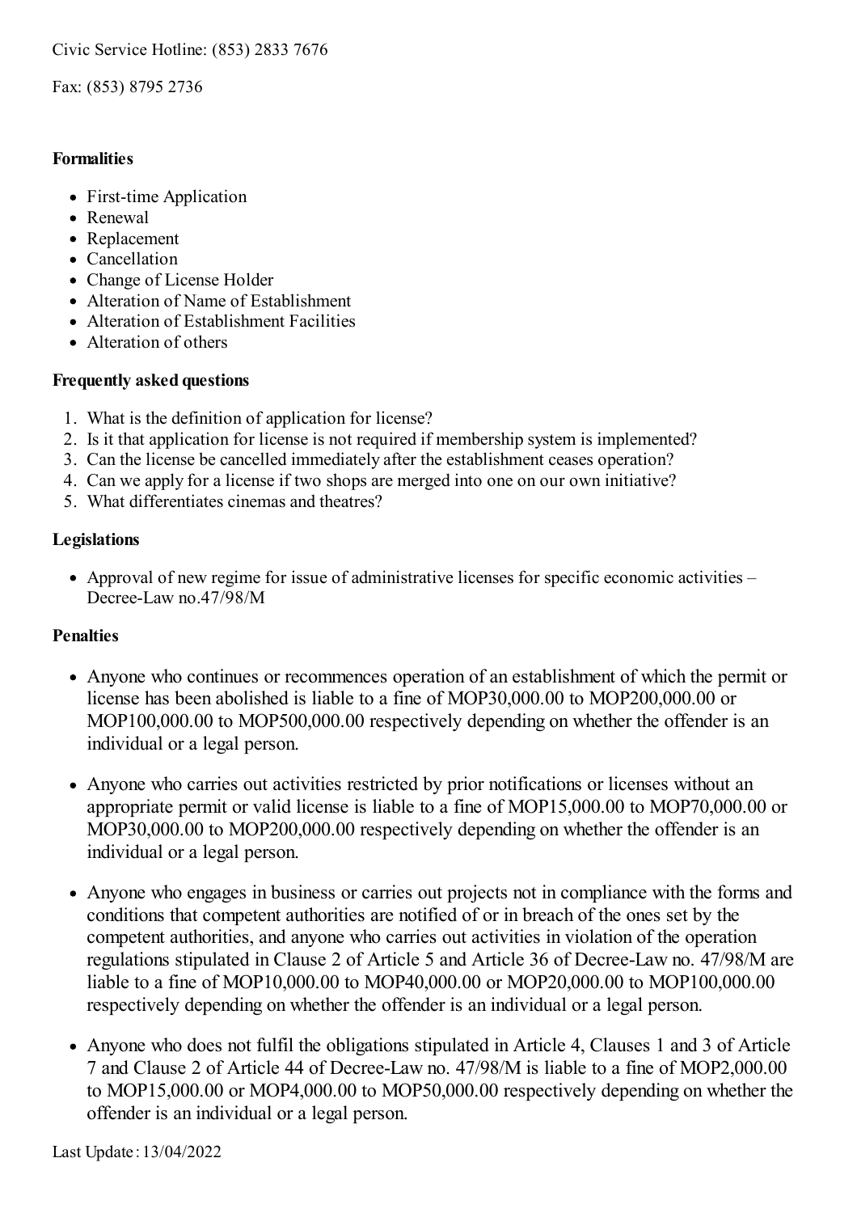Civic Service Hotline: (853) 2833 7676

Fax: (853) 8795 2736

**Formalities**

- First-time Application
- Renewal
- Replacement
- Cancellation
- Change of License Holder
- Alteration of Name of Establishment
- Alteration of Establishment Facilities
- Alteration of others

**Frequently asked questions**

1. What is the definition of application for license?
2. Is it that application for license is not required if membership system is implemented?
3. Can the license be cancelled immediately after the establishment ceases operation?
4. Can we apply for a license if two shops are merged into one on our own initiative?
5. What differentiates cinemas and theatres?

**Legislations**

- Approval of new regime for issue of administrative licenses for specific economic activities – Decree-Law no.47/98/M

**Penalties**

- Anyone who continues or recommences operation of an establishment of which the permit or license has been abolished is liable to a fine of MOP30,000.00 to MOP200,000.00 or MOP100,000.00 to MOP500,000.00 respectively depending on whether the offender is an individual or a legal person.
- Anyone who carries out activities restricted by prior notifications or licenses without an appropriate permit or valid license is liable to a fine of MOP15,000.00 to MOP70,000.00 or MOP30,000.00 to MOP200,000.00 respectively depending on whether the offender is an individual or a legal person.
- Anyone who engages in business or carries out projects not in compliance with the forms and conditions that competent authorities are notified of or in breach of the ones set by the competent authorities, and anyone who carries out activities in violation of the operation regulations stipulated in Clause 2 of Article 5 and Article 36 of Decree-Law no. 47/98/M are liable to a fine of MOP10,000.00 to MOP40,000.00 or MOP20,000.00 to MOP100,000.00 respectively depending on whether the offender is an individual or a legal person.
- Anyone who does not fulfil the obligations stipulated in Article 4, Clauses 1 and 3 of Article 7 and Clause 2 of Article 44 of Decree-Law no. 47/98/M is liable to a fine of MOP2,000.00 to MOP15,000.00 or MOP4,000.00 to MOP50,000.00 respectively depending on whether the offender is an individual or a legal person.

Last Update：13/04/2022